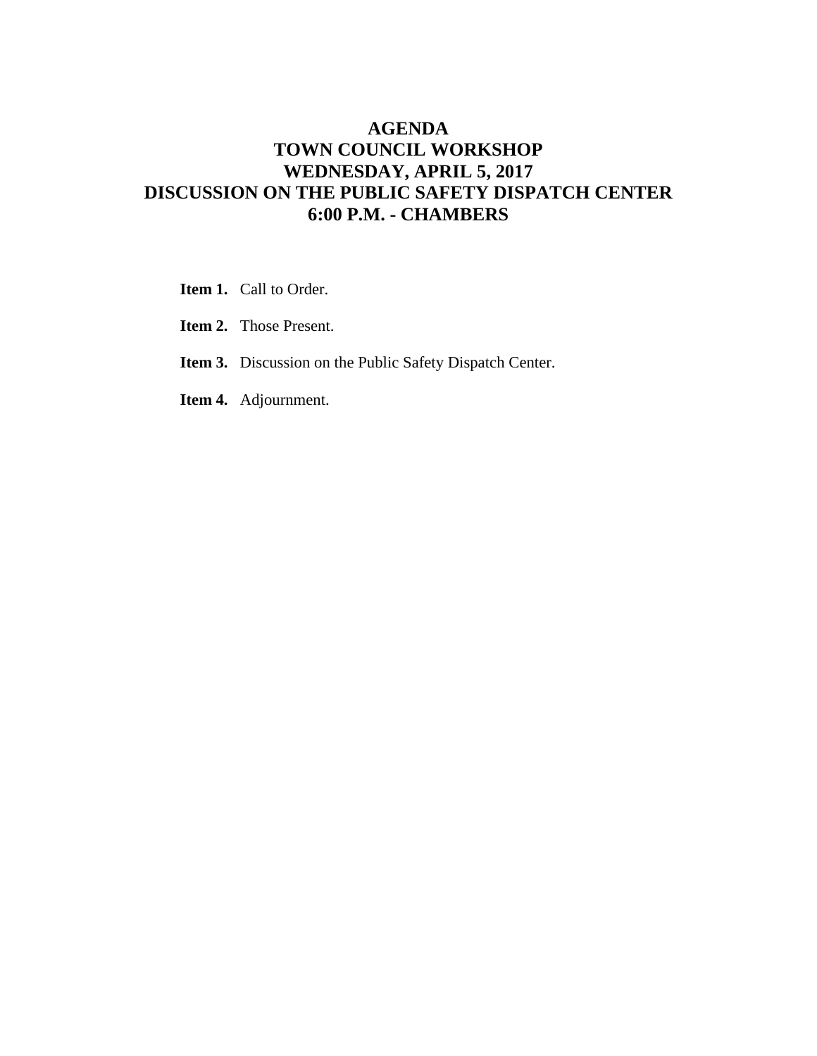# AGENDA
# TOWN COUNCIL WORKSHOP
# WEDNESDAY, APRIL 5, 2017
# DISCUSSION ON THE PUBLIC SAFETY DISPATCH CENTER
# 6:00 P.M. - CHAMBERS

**Item 1.** Call to Order.

**Item 2.** Those Present.

**Item 3.** Discussion on the Public Safety Dispatch Center.

**Item 4.** Adjournment.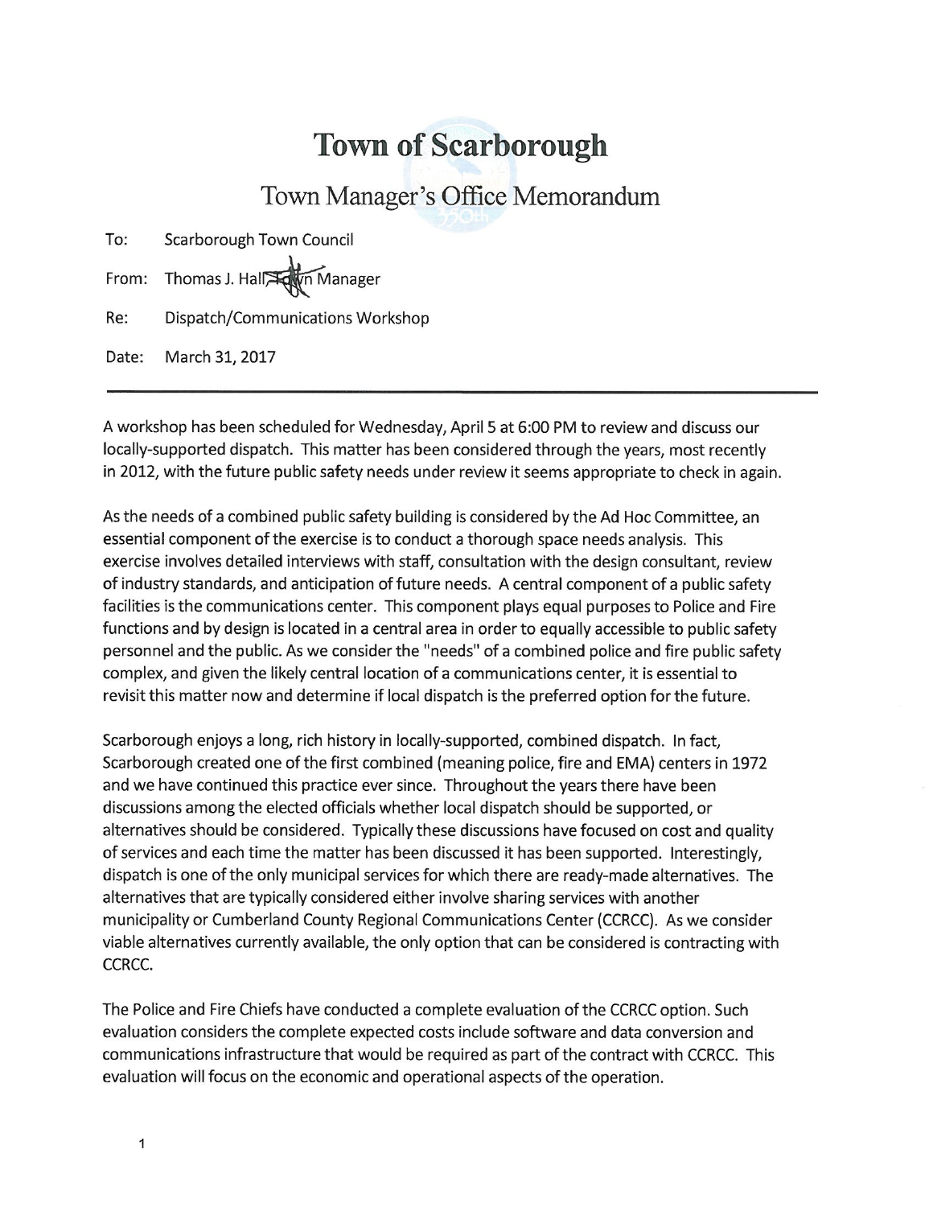# Town of Scarborough

## Town Manager's Office Memorandum

To: Scarborough Town Council

From: Thomas J. Hall, Town Manager

Re: Dispatch/Communications Workshop

Date: March 31, 2017

---

A workshop has been scheduled for Wednesday, April 5 at 6:00 PM to review and discuss our locally-supported dispatch. This matter has been considered through the years, most recently in 2012, with the future public safety needs under review it seems appropriate to check in again.

As the needs of a combined public safety building is considered by the Ad Hoc Committee, an essential component of the exercise is to conduct a thorough space needs analysis. This exercise involves detailed interviews with staff, consultation with the design consultant, review of industry standards, and anticipation of future needs. A central component of a public safety facilities is the communications center. This component plays equal purposes to Police and Fire functions and by design is located in a central area in order to equally accessible to public safety personnel and the public. As we consider the "needs" of a combined police and fire public safety complex, and given the likely central location of a communications center, it is essential to revisit this matter now and determine if local dispatch is the preferred option for the future.

Scarborough enjoys a long, rich history in locally-supported, combined dispatch. In fact, Scarborough created one of the first combined (meaning police, fire and EMA) centers in 1972 and we have continued this practice ever since. Throughout the years there have been discussions among the elected officials whether local dispatch should be supported, or alternatives should be considered. Typically these discussions have focused on cost and quality of services and each time the matter has been discussed it has been supported. Interestingly, dispatch is one of the only municipal services for which there are ready-made alternatives. The alternatives that are typically considered either involve sharing services with another municipality or Cumberland County Regional Communications Center (CCRCC). As we consider viable alternatives currently available, the only option that can be considered is contracting with CCRCC.

The Police and Fire Chiefs have conducted a complete evaluation of the CCRCC option. Such evaluation considers the complete expected costs include software and data conversion and communications infrastructure that would be required as part of the contract with CCRCC. This evaluation will focus on the economic and operational aspects of the operation.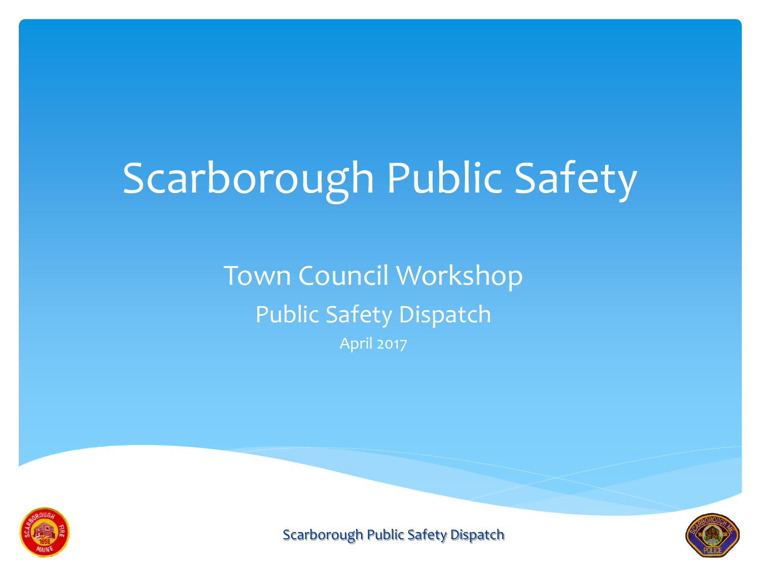# Scarborough Public Safety

## Town Council Workshop

### Public Safety Dispatch

April 2017

Scarborough Public Safety Dispatch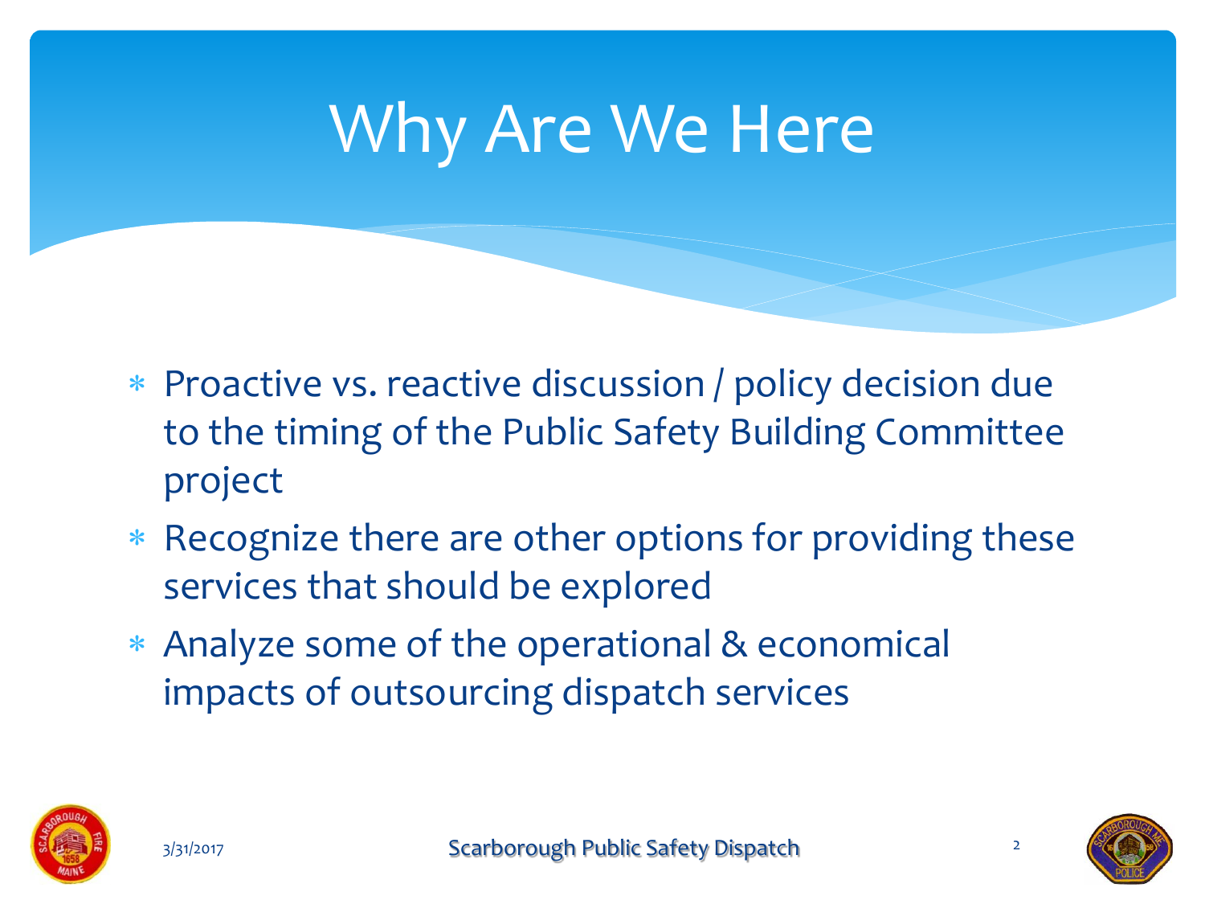# Why Are We Here

- Proactive vs. reactive discussion / policy decision due to the timing of the Public Safety Building Committee project
- Recognize there are other options for providing these services that should be explored
- Analyze some of the operational & economical impacts of outsourcing dispatch services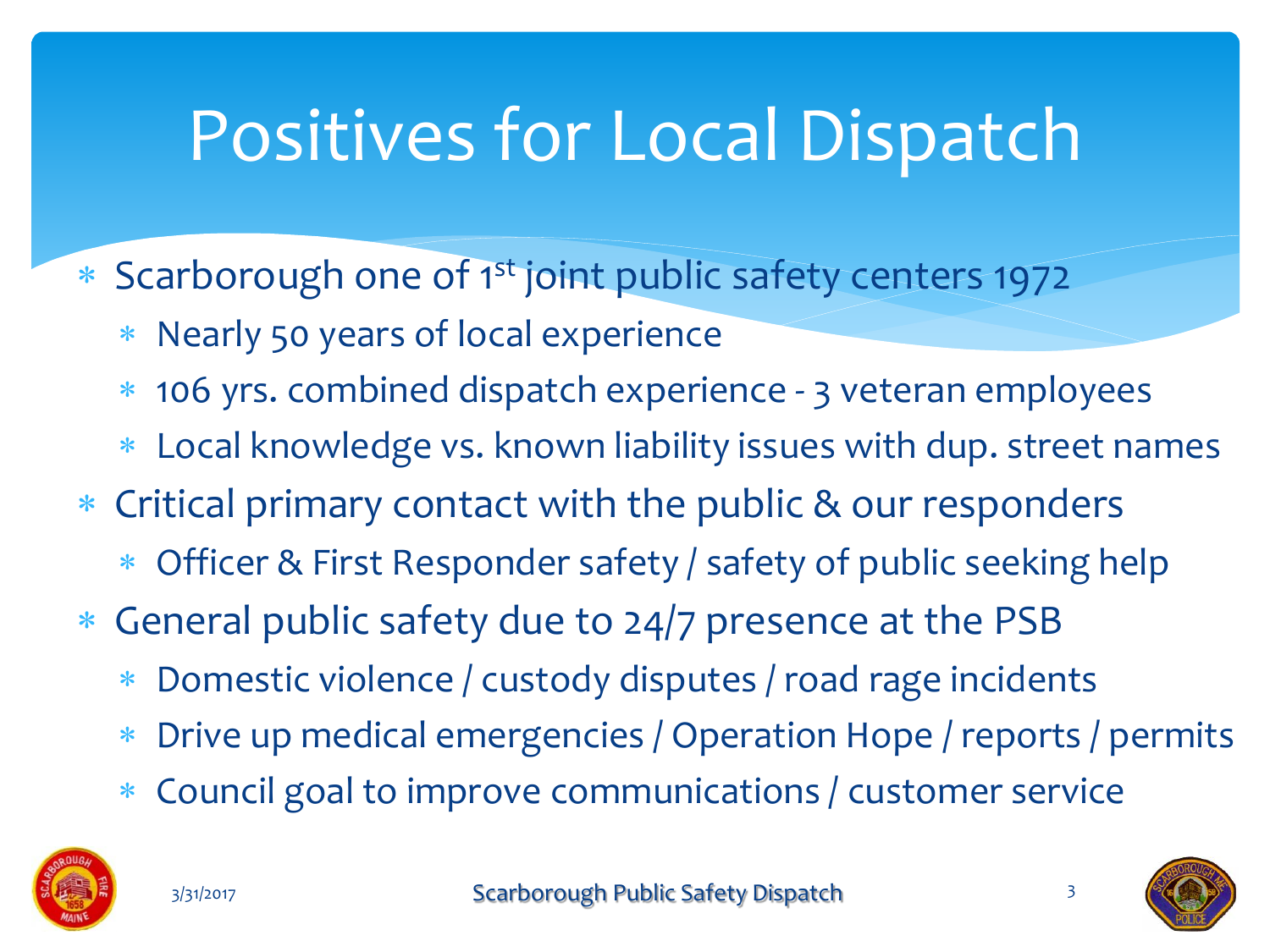# Positives for Local Dispatch

- Scarborough one of 1st joint public safety centers 1972
  - Nearly 50 years of local experience
  - 106 yrs. combined dispatch experience - 3 veteran employees
  - Local knowledge vs. known liability issues with dup. street names
- Critical primary contact with the public & our responders
  - Officer & First Responder safety / safety of public seeking help
- General public safety due to 24/7 presence at the PSB
  - Domestic violence / custody disputes / road rage incidents
  - Drive up medical emergencies / Operation Hope / reports / permits
  - Council goal to improve communications / customer service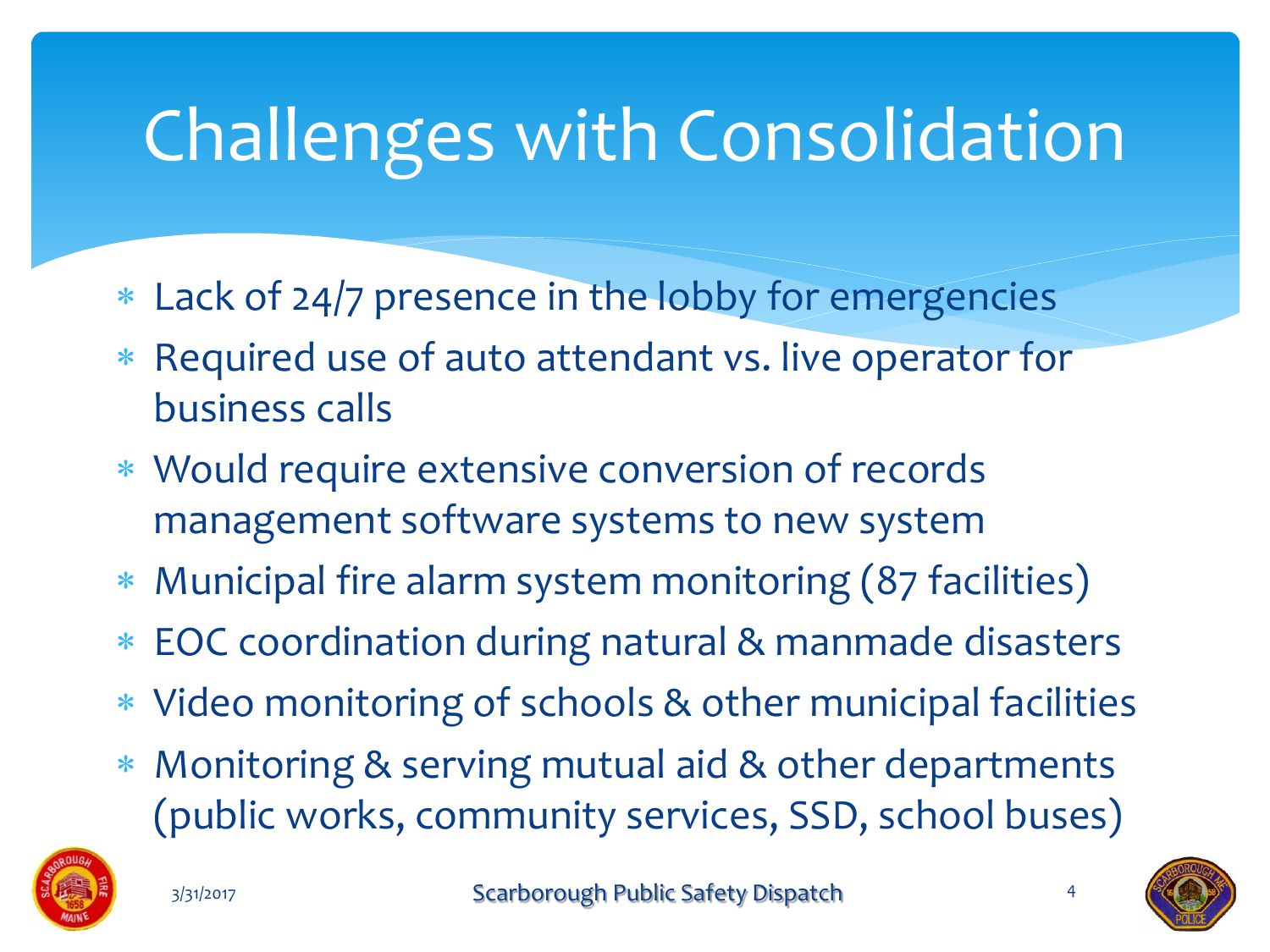# Challenges with Consolidation

* Lack of 24/7 presence in the lobby for emergencies
* Required use of auto attendant vs. live operator for business calls
* Would require extensive conversion of records management software systems to new system
* Municipal fire alarm system monitoring (87 facilities)
* EOC coordination during natural & manmade disasters
* Video monitoring of schools & other municipal facilities
* Monitoring & serving mutual aid & other departments (public works, community services, SSD, school buses)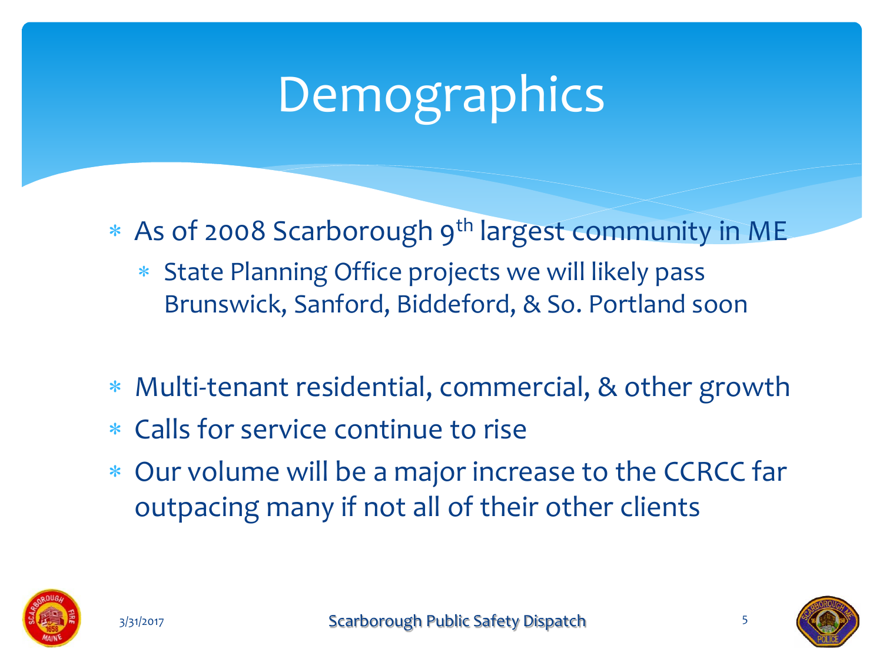# Demographics

- As of 2008 Scarborough 9th largest community in ME
  - State Planning Office projects we will likely pass Brunswick, Sanford, Biddeford, & So. Portland soon

- Multi-tenant residential, commercial, & other growth
- Calls for service continue to rise
- Our volume will be a major increase to the CCRCC far outpacing many if not all of their other clients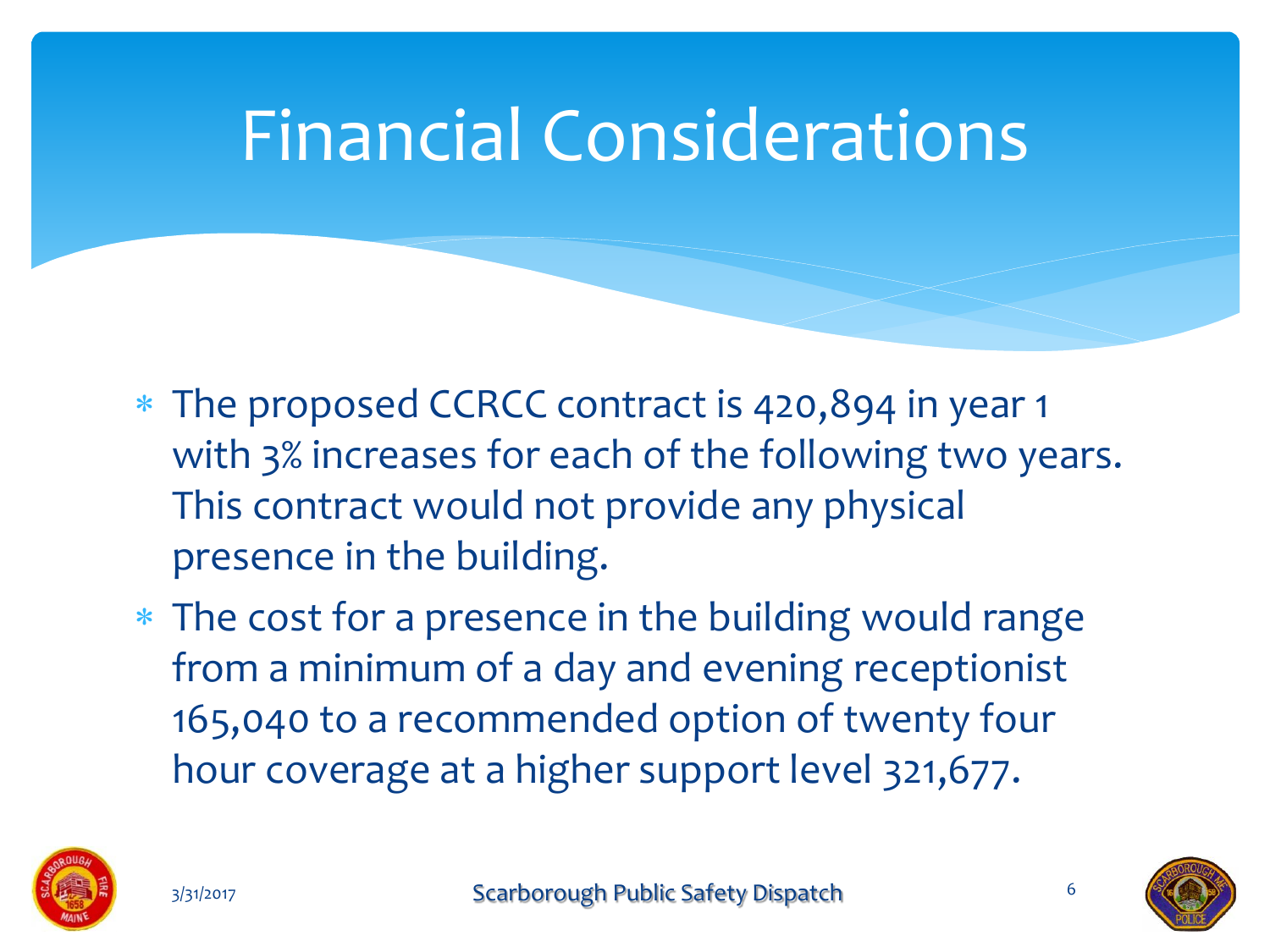# Financial Considerations

* The proposed CCRCC contract is 420,894 in year 1 with 3% increases for each of the following two years. This contract would not provide any physical presence in the building.
* The cost for a presence in the building would range from a minimum of a day and evening receptionist 165,040 to a recommended option of twenty four hour coverage at a higher support level 321,677.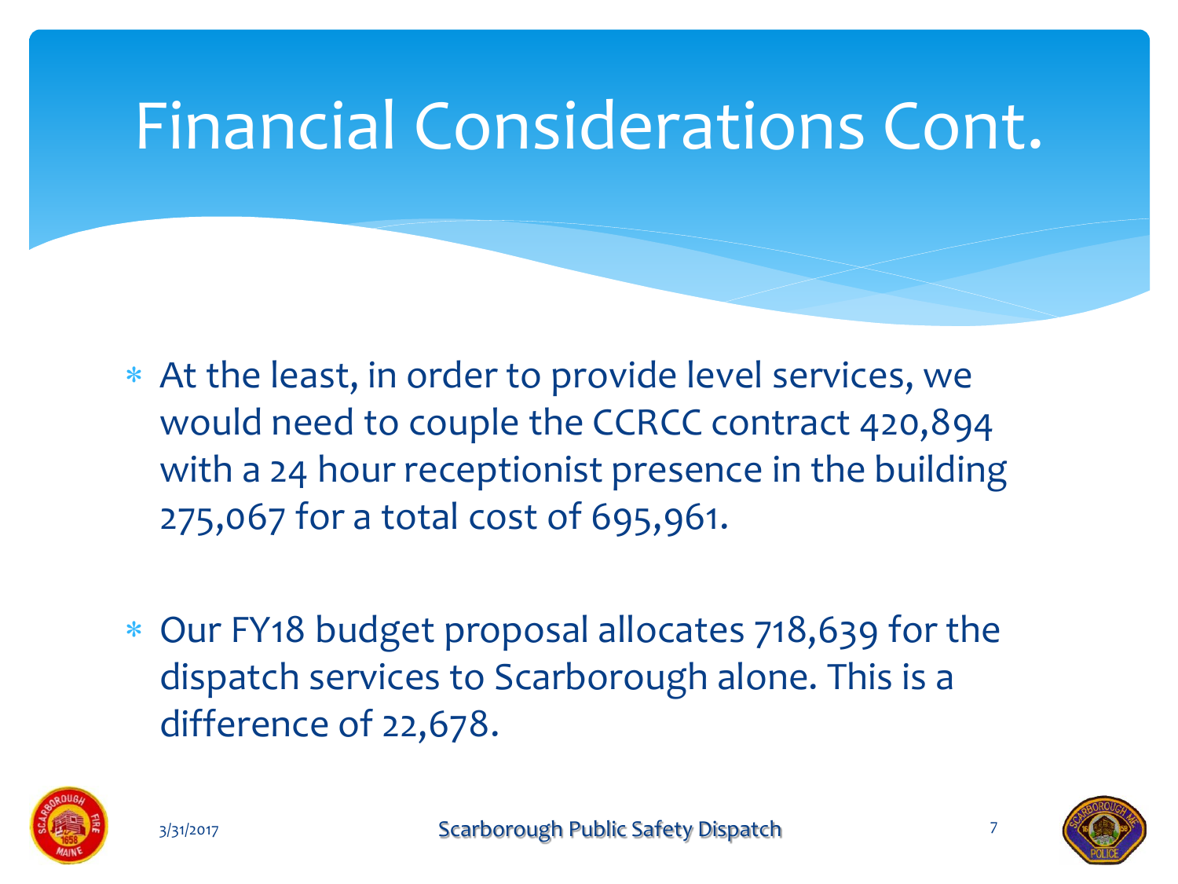# Financial Considerations Cont.

- At the least, in order to provide level services, we would need to couple the CCRCC contract 420,894 with a 24 hour receptionist presence in the building 275,067 for a total cost of 695,961.

- Our FY18 budget proposal allocates 718,639 for the dispatch services to Scarborough alone. This is a difference of 22,678.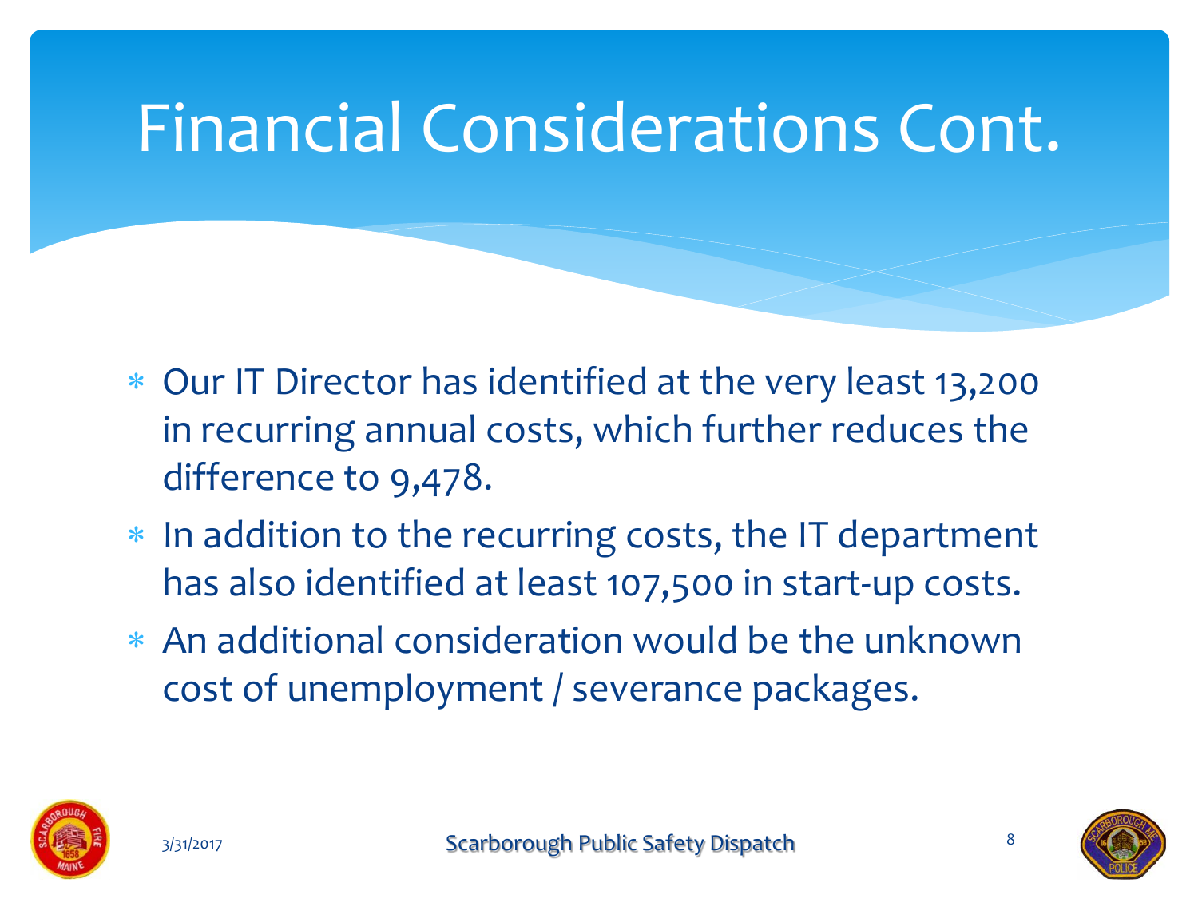# Financial Considerations Cont.

- Our IT Director has identified at the very least 13,200 in recurring annual costs, which further reduces the difference to 9,478.
- In addition to the recurring costs, the IT department has also identified at least 107,500 in start-up costs.
- An additional consideration would be the unknown cost of unemployment / severance packages.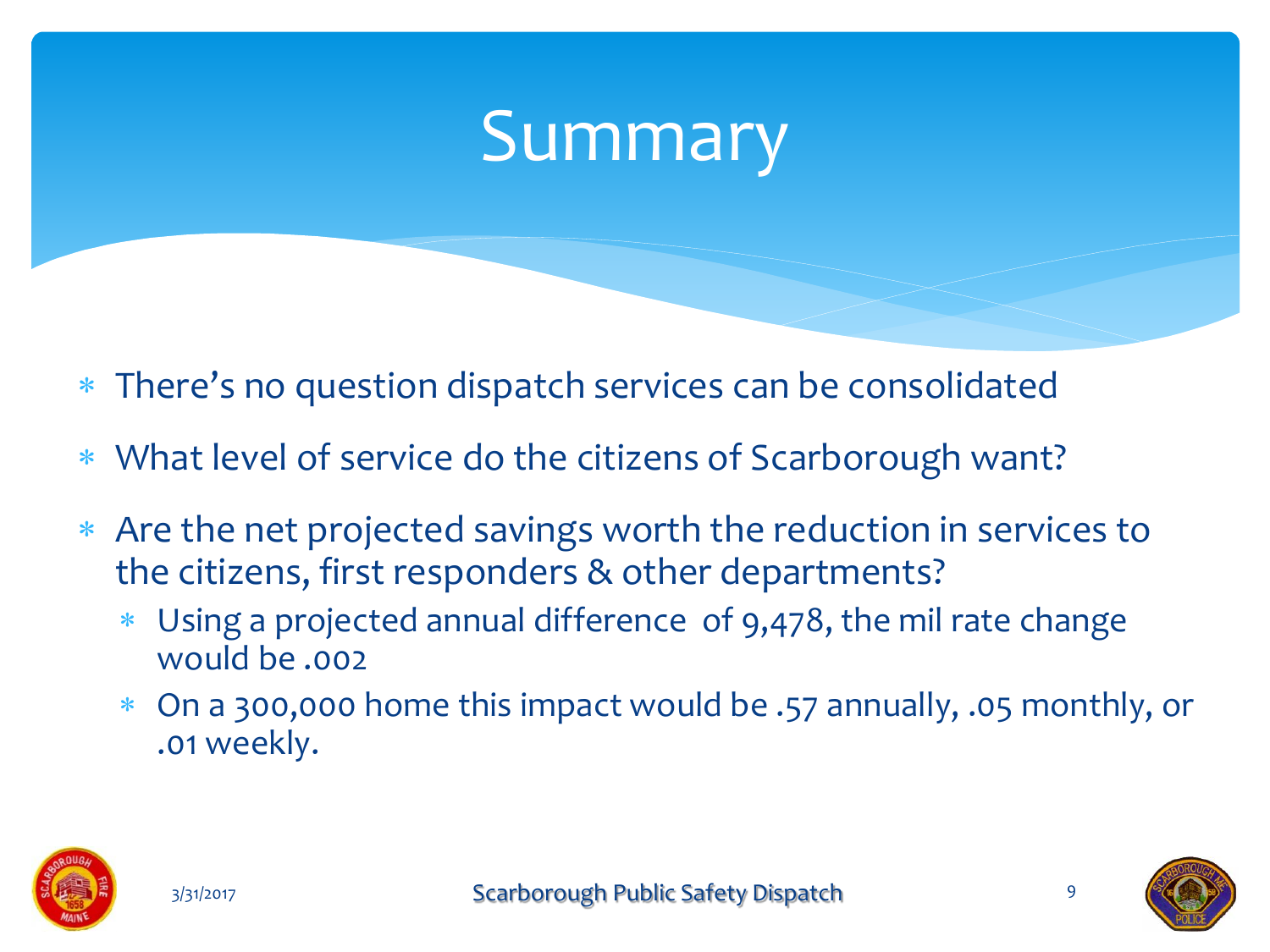# Summary

- There's no question dispatch services can be consolidated
- What level of service do the citizens of Scarborough want?
- Are the net projected savings worth the reduction in services to the citizens, first responders & other departments?
  - Using a projected annual difference of 9,478, the mil rate change would be .002
  - On a 300,000 home this impact would be .57 annually, .05 monthly, or .01 weekly.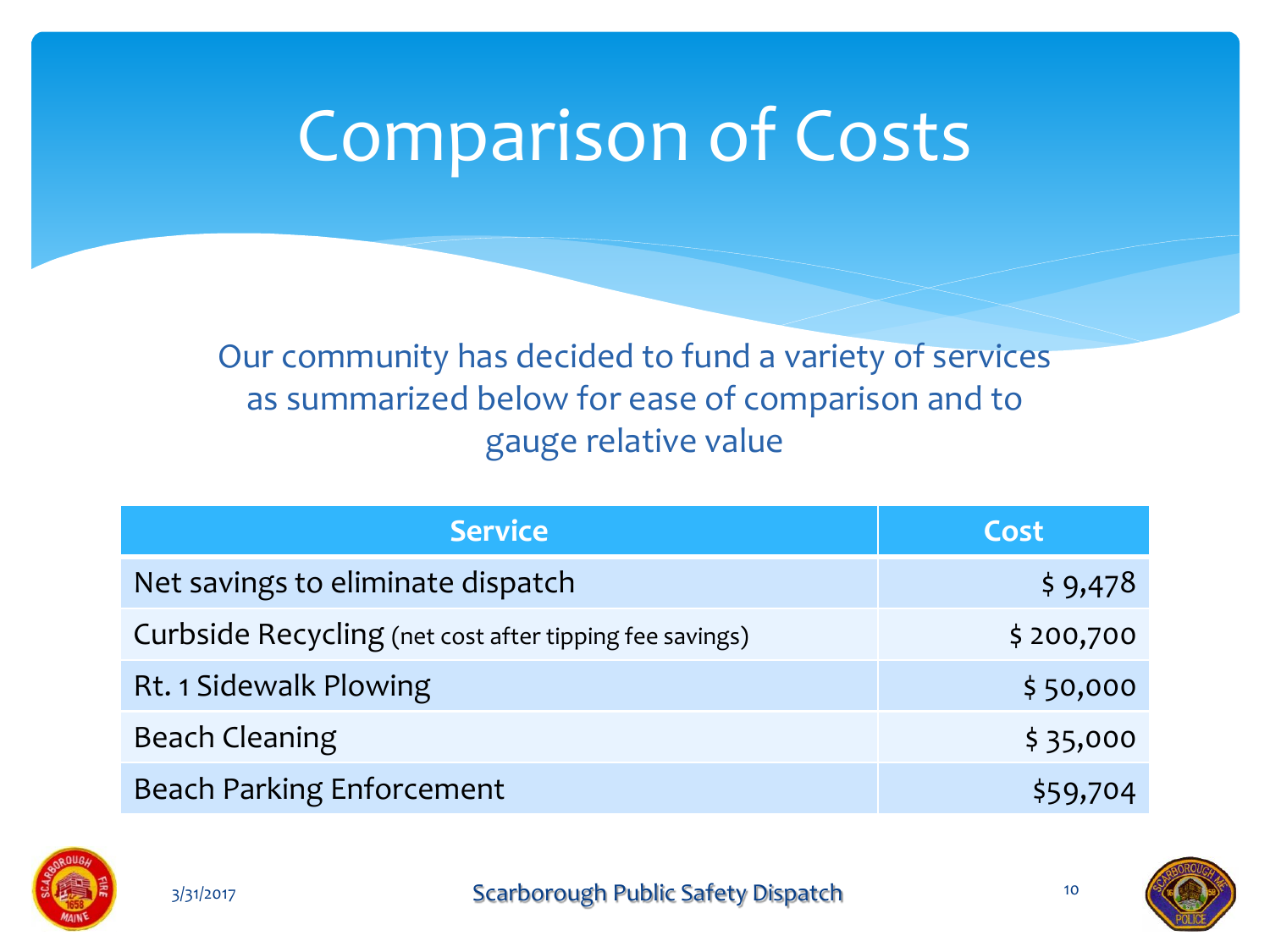# Comparison of Costs

Our community has decided to fund a variety of services as summarized below for ease of comparison and to gauge relative value

| Service | Cost |
|---|---|
| Net savings to eliminate dispatch | $ 9,478 |
| Curbside Recycling (net cost after tipping fee savings) | $ 200,700 |
| Rt. 1 Sidewalk Plowing | $ 50,000 |
| Beach Cleaning | $ 35,000 |
| Beach Parking Enforcement | $59,704 |